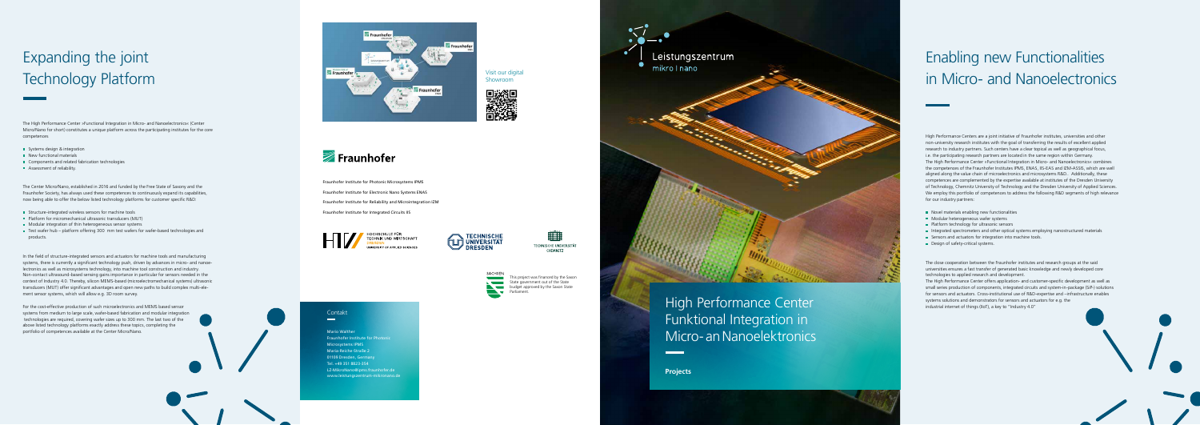# Expanding the joint Technology Platform

The High Performance Center »Functional Integration in Micro- and Nanoelectronics« (Center Micro/Nano for short) constitutes a unique platform across the participating institutes for the core competences

- Systems design & integration
- New functional materials
- Components and related fabrication technologies
- Assessment of reliability.

The Center Micro/Nano, established in 2016 and funded by the Free State of Saxony and the Fraunhofer Society, has always used these competences to continuously expand its capabilities, now being able to offer the below listed technology platforms for customer specific R&D:

- Structure-integrated wireless sensors for machine tools
- Platform for micromechanical ultrasonic transducers (MUT)
- Modular integration of thin heterogeneous sensor systems
- Test wafer hub – platform offering 300 mm test wafers for wafer-based technologies and products.

In the field of structure-integrated sensors and actuators for machine tools and manufacturing systems, there is currently a significant technology push, driven by advances in micro- and nanoelectronics as well as microsystems technology, into machine tool construction and industry. Non-contact ultrasound-based sensing gains importance in particular for sensors needed in the context of Industry 4.0. Thereby, silicon MEMS-based (microelectromechanical systems) ultrasonic transducers (MUT) offer significant advantages and open new paths to build complex multi-element sensor systems, which will allow e.g. 3D room survey.

For the cost-effective production of such microelectronics and MEMS based sensor systems from medium to large scale, wafer-based fabrication and modular integration technologies are required, covering wafer sizes up to 300 mm. The last two of the above listed technology platforms exactly address these topics, completing the portfolio of competences available at the Center Micro/Nano.

Visit our digital Showroom

Fraunhofer

Fraunhofer Institute for Photonic Microsystems IPMS

Fraunhofer Institute for Electronic Nano Systems ENAS

Fraunhofer Institute for Reliability and Microintegration IZM

Fraunhofer Institute for Integrated Circuits IIS

HOCHSCHULE FÜR TECHNIK UND WIRTSCHAFT DRESDEN UNIVERSITY OF APPLIED SCIENCES

TECHNISCHE UNIVERSITÄT DRESDEN

TECHNISCHE UNIVERSITÄT CHEMNITZ

This project was financed by the Saxon State government out of the State budget approved by the Saxon State Parliament.

## Contakt

Mario Walther
Fraunhofer Institute for Photonic Microsystems IPMS
Maria-Reiche-Straße 2
01109 Dresden, Germany
Tel. +49 351 8823-254
LZ-MikroNano@ipms.fraunhofer.de
www.leistungszentrum-mikronano.de

Leistungszentrum mikro I nano

# High Performance Center Funktional Integration in Micro- an Nanoelektronics

**Projects**

# Enabling new Functionalities in Micro- and Nanoelectronics

High Performance Centers are a joint initiative of Fraunhofer institutes, universities and other non-university research institutes with the goal of transferring the results of excellent applied research to industry partners. Such centers have a clear topical as well as geographical focus, i.e. the participating research partners are located in the same region within Germany. The High Performance Center »Functional Integration in Micro- and Nanoelectronics« combines the competences of the Fraunhofer Institutes IPMS, ENAS, IIS-EAS and IZM-ASSID, which are well aligned along the value chain of microelectronics and microsystems R&D. Additionally, these competences are complemented by the expertise available at institutes of the Dresden University of Technology, Chemnitz University of Technology and the Dresden University of Applied Sciences. We employ this portfolio of competences to address the following R&D segments of high relevance for our industry partners:

- Novel materials enabling new functionalities
- Modular heterogeneous wafer systems
- Platform technology for ultrasonic sensors
- Integrated spectrometers and other optical systems employing nanostructured materials
- Sensors and actuators for integration into machine tools.
- Design of safety-critical systems.

The close cooperation between the Fraunhofer institutes and research groups at the said universities ensures a fast transfer of generated basic knowledge and newly developed core technologies to applied research and development.
The High Performance Center offers application- and customer-specific development as well as small series production of components, integrated circuits and system-in-package (SiP) solutions for sensors and actuators. Cross-institutional use of R&D-expertise and –infrastructure enables systems solutions and demonstrators for sensors and actuators for e.g. the industrial internet of things (IIoT), a key to "Industry 4.0"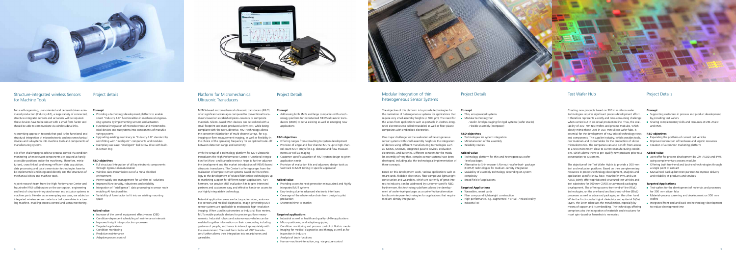## Structure-integrated wireless Sensors for Machine Tools

For a self-organizing, user-oriented and demand-driven automated production (Industry 4.0), a large variety of connected, structure-integrates sensors and actuators will be required. These devices have to be robust with a small form factor and should be able to communicate via wireless data links.

A promising approach towards that goal is the functional and structural integration of microelectronic and micromechanical devices and subsystems into machine tools and components of manufacturing systems.

It is often challenging to achieve process-control via condition monitoring when relevant components are located at hardly accessible positions inside the machinery. Therefore, miniaturized, cross-linked, and energy-efficient data acquisition, data processing and data transmission technologies have to be implemented and integrated directly into the structures of mechanical drives and machine tools.

A joint research team from the High Performance Center and Fraunhofer IWU collaborates on the conception, engineering and test of structure-integrated sensor and actuator systems in machine parts. Hereby, as an exemplary use case, we added an integrated wireless sensor node to a ball screw drive in a tooling machine, enabling process control and status monitoring.

### Project details

**Concept**

- Providing a technology development platform to enable smart "Industry 4.0" functionalities in mechanical engineering systems by implementing sensors and actuators
- Functional integration of microelectronic and micromechanical devices and subsystems into components of manufacturing systems
- Upgrading existing machinery to "Industry 4.0" standard by retrofitting with "intelligent" components and modules
- Exemplary use case: "intelligent" ball screw drive with built-in sensor ring

**R&D objectives**

- Full structural integration of all key electronic components through rigorous miniaturization
- Wireless data transmission out of a metal shielded environment
- Power supply and management for wireless IoT solutions
- Improved functionality, robustness and reliability
- Integration of "intelligence": data processing in sensor node enabling AI functionalities
- Variability of form factor to fit into an existing mounting space

**Added value**

- Increase of the overall equipment effectiveness (OEE)
- Condition-dependent scheduling of maintenance intervals
- Improved insight into production processes
- Targeted applications:
- Condition monitoring
- Predictive maintenance
- Adaptive process control

## Platform for Micromechanical Ultrasonic Transducers

MEMS-based micromechanical ultrasonic transducers (MUT) offer significant advantages compared to conventional transducers based on established piezo-ceramics or composite materials. Silicon-based MUT-devices can be realized with a small footprint and mass-produced at low cost, while being compliant with the RoHS directive. MUT technology allows the convenient fabrication of multi-channel arrays, for e.g. imaging or flow measurement imaging, as well as flexibility in the choice of the operating frequency for an optimal trade-off between detection range and sensitivity.

With the setup of a technology platform for MUT ultrasonic transducers the High Performance Center »Functional Integration for Micro- and Nanoelectronics« helps to further advance the development and the market introduction of MEMS-based ultrasonic transducers. The Center's offering ranges from the realization of compact sensor systems based on this technology to the development of related fabrication technologies up to marketing support for different target applications. Furthermore, we provide MUT evaluation kits to give interested partners and customers easy and effective hands-on access to our highly integratable technology.

Potential application areas are factory automation, automotive sensors and medical diagnostics. Image generating MUT sensor systems are applicable to endoscopic high-resolution imaging. When used in spirometers or industrial flow meters, MUTs enable portable devices for precise gas flow measurements. Industrial robots and autonomous vehicles can be enabled to gather information on their surrounding including gestures of people, and hence to interact appropriately with the environment. The small form factor of MUT transducers further allows their integration into smartphones and wearables.

### Project Details

**Concept**

- Addressing both SMEs and large companies with a technology platform for miniaturized MEMS ultrasonic transducers (MUTs) to serve existing as well as emerging new applications

**R&D objectives**

- Offering ranges from consulting to system development
- Provision of single and few channel MUTs up to high channel count MUT arrays for e.g. distance and flow measurements as well as imaging
- Customer-specific adaption of MUT system design to given application needs
- Provision of evaluation kits and advanced design tools as fast track to MUT testing in specific application

**Added value**

- Providing access to next generation miniaturized and highly integrated MUT systems
- Easy testing due to advanced electronic interfaces
- Coverage of the whole value chain from design to pilot production
- Shortened time-to-market

**Targeted applications**

- Industrial as well as health and quality-of-life applications
- Micro-positioning and adaptive gripping
- Condition monitoring and process control of fluidic media
- Imaging for medical diagnostics and therapy as well as for inspection in industry
- Analysis of body functions
- Human-machine-interaction, e.g. via gesture control

## Modular Integration of thin heterogeneous Sensor Systems

The objective of this platform is to provide technologies for the realization of heterogeneous systems for applications that require very small assembly heights (< 500 µm). The need for this arises from applications such as portable in-clothes-integrated electronics (so called wearables) as well as fiber-plastic composites with embedded electronics.

One major challenge for the realization of heterogeneous sensor systems with small assembly heights is the integration of devices using different manufacturing technologies such as: MEMS, MOEMS, integrated passive devices, evaluation electronics, and batteries. Different concepts for the modular assembly of very thin, complex sensor systems have been developed, including also the technological implementation of these concepts.

Based on this development work, various applications such as smart cards, foldable electronics, fiber compound lightweight construction and wearables, which are currently of great interest to industry, can be addressed by customer-specific R&D. Furthermore, this technology platform allows the development of wafer-level-packages as a cost-effective alternative to silicon-interposer technologies for applications that require medium-density integration.

### Project Details

**Concept**

- Thin, encapsulated systems
- Modular technology for
  - Wafer- level packaging for rigid systems (wafer stacks)
  - Flexible assembly (interposer)

**R&D objectives**

- Technologies for system integration
- Miniaturization of the assembly
- Reliability studies

**Added Value**

- Technology platform for thin and heterogeneous wafer -level packages
- Alternative to Si-interposer / (fan-out -wafer-level- package (FoWLP) technologies for medium-density integration
- Scalability of assembly technology depending on system complexity
- Broad field of applications

**Targeted Applications**

- Wearables, smart cards
- Fiber compound lightweight construction
- High performance, e.g. augmented- / virtual- / mixed-reality
- Industrial IoT

## Test Wafer Hub

Creating new products based on 300 mm silicon wafer technologies requires significant process development effort. It therefore represents a costly and time-consuming challenge when carried out in an actual production line. Thus, the availability of 300 mm test wafers and process modules, which closely mimic those used in 300 mm silicon wafer fabs, is essential for the development of new critical technology steps and components. The supplier industry, which provides tools, raw materials and consumables for the production of silicon microelectronics. The companies can also benefit from access to a test environment close to current manufacturing conditions, which allows them to pre-qualify new products prior to a presentation to customers.

The objective of the Test Wafer Hub is to provide a 300-mm test and evaluation platform. Based on their complementary resources in process technology development, analytics and application-specific know-how, Fraunhofer IPMS and IZM-ASSID jointly offer sophisticated structured test vehicles and test substrates for 300 mm CMOS or advanced packaging development. The offering covers front-end-of-line (FEoL) technologies, on the one hand and back-end-of-line (BEoL) processes as well as advanced packaging on the other hand. While the first includes high-k dielectrics and epitaxial SiGe) layers, the latter addresses the metallization, especially by means of copper and its embedding. The technology offering comprises also the integration of materials and structures for novel spin-based or ferroelectric memories.

### Project Details

**Concept**

- Supporting customers in process and product development by providing test wafers
- Sharing complementary skills and resources at IZM-ASSID and IPMS

**R&D objectives**

- Expanding the portfolio of current test vehicles
- Improved connection of hardware and logistic resources
- Creation of a common marketing platform

**Added Value**

- Joint offer for process development by IZM-ASSID and IPMS using complementary process modules
- Offering both front-end and back-end technologies through a single point of contact
- Mutual tool backup between partners to improve delivery and reliability of products and services

**Targeted Applications**

- Test wafers for the development of materials and processes for 300 mm silicon fabs
- Material-process screening and development on 300 mm wafers
- Integrated front-end and back-end technology development to reduce development time